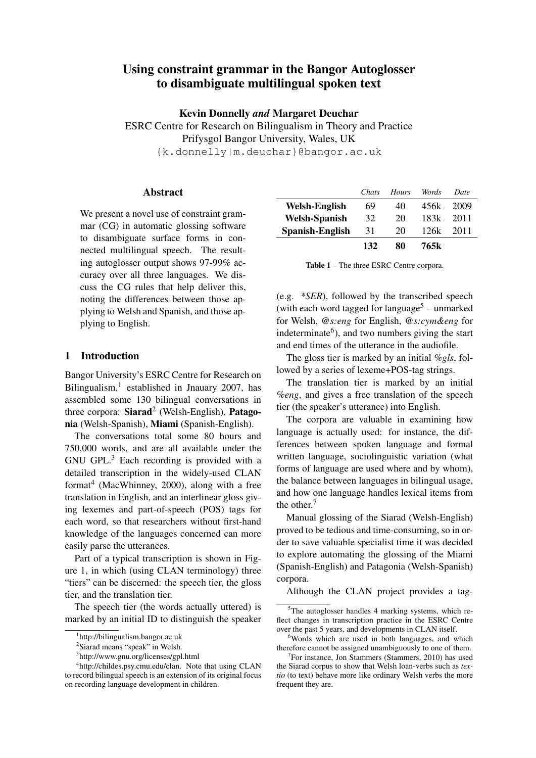# Using constraint grammar in the Bangor Autoglosser to disambiguate multilingual spoken text

**Kevin Donnelly** *and* **Margaret Deuchar**
ESRC Centre for Research on Bilingualism in Theory and Practice
Prifysgol Bangor University, Wales, UK
{k.donnelly|m.deuchar}@bangor.ac.uk

## Abstract

We present a novel use of constraint grammar (CG) in automatic glossing software to disambiguate surface forms in connected multilingual speech. The resulting autoglosser output shows 97-99% accuracy over all three languages. We discuss the CG rules that help deliver this, noting the differences between those applying to Welsh and Spanish, and those applying to English.

## 1 Introduction

Bangor University's ESRC Centre for Research on Bilingualism,[1] established in Jnauary 2007, has assembled some 130 bilingual conversations in three corpora: **Siarad**[2] (Welsh-English), **Patagonia** (Welsh-Spanish), **Miami** (Spanish-English).

The conversations total some 80 hours and 750,000 words, and are all available under the GNU GPL.[3] Each recording is provided with a detailed transcription in the widely-used CLAN format[4] (MacWhinney, 2000), along with a free translation in English, and an interlinear gloss giving lexemes and part-of-speech (POS) tags for each word, so that researchers without first-hand knowledge of the languages concerned can more easily parse the utterances.

Part of a typical transcription is shown in Figure 1, in which (using CLAN terminology) three "tiers" can be discerned: the speech tier, the gloss tier, and the translation tier.

The speech tier (the words actually uttered) is marked by an initial ID to distinguish the speaker (e.g. *\*SER*), followed by the transcribed speech (with each word tagged for language[5] – unmarked for Welsh, *@s:eng* for English, *@s:cym&eng* for indeterminate[6]), and two numbers giving the start and end times of the utterance in the audiofile.

|  | *Chats* | *Hours* | *Words* | *Date* |
|---|---|---|---|---|
| **Welsh-English** | 69 | 40 | 456k | 2009 |
| **Welsh-Spanish** | 32 | 20 | 183k | 2011 |
| **Spanish-English** | 31 | 20 | 126k | 2011 |
|  | **132** | **80** | **765k** |  |

**Table 1** – The three ESRC Centre corpora.

The gloss tier is marked by an initial *%gls*, followed by a series of lexeme+POS-tag strings.

The translation tier is marked by an initial *%eng*, and gives a free translation of the speech tier (the speaker's utterance) into English.

The corpora are valuable in examining how language is actually used: for instance, the differences between spoken language and formal written language, sociolinguistic variation (what forms of language are used where and by whom), the balance between languages in bilingual usage, and how one language handles lexical items from the other.[7]

Manual glossing of the Siarad (Welsh-English) proved to be tedious and time-consuming, so in order to save valuable specialist time it was decided to explore automating the glossing of the Miami (Spanish-English) and Patagonia (Welsh-Spanish) corpora.

Although the CLAN project provides a tag-

---

[1] http://bilingualism.bangor.ac.uk

[2] Siarad means "speak" in Welsh.

[3] http://www.gnu.org/licenses/gpl.html

[4] http://childes.psy.cmu.edu/clan. Note that using CLAN to record bilingual speech is an extension of its original focus on recording language development in children.

[5] The autoglosser handles 4 marking systems, which reflect changes in transcription practice in the ESRC Centre over the past 5 years, and developments in CLAN itself.

[6] Words which are used in both languages, and which therefore cannot be assigned unambiguously to one of them.

[7] For instance, Jon Stammers (Stammers, 2010) has used the Siarad corpus to show that Welsh loan-verbs such as *textio* (to text) behave more like ordinary Welsh verbs the more frequent they are.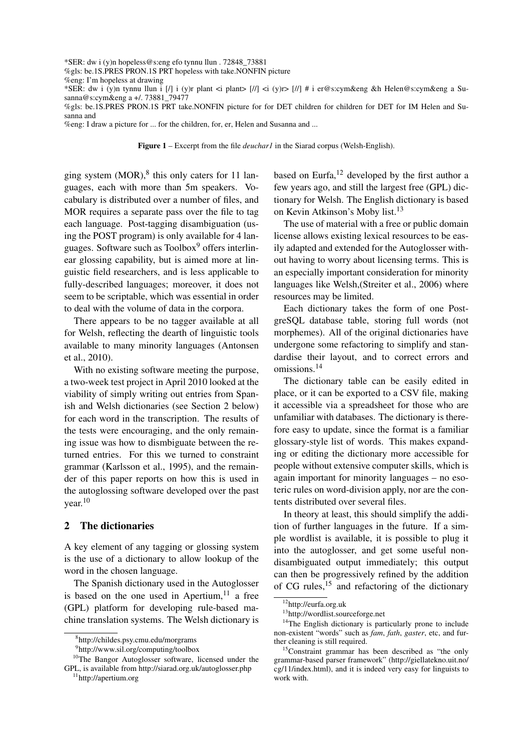```
*SER: dw i (y)n hopeless@s:eng efo tynnu llun . 72848_73881
%gls: be.1S.PRES PRON.1S PRT hopeless with take.NONFIN picture
%eng: I'm hopeless at drawing
*SER: dw i (y)n tynnu llun i [/] i (y)r plant <i plant> [//] <i (y)r> [//] # i er@s:cym&eng &h Helen@s:cym&eng a Susanna@s:cym&eng a +/. 73881_79477
%gls: be.1S.PRES PRON.1S PRT take.NONFIN picture for for DET children for children for DET for IM Helen and Susanna and
%eng: I draw a picture for ... for the children, for, er, Helen and Susanna and ...
```

**Figure 1** – Excerpt from the file *deuchar1* in the Siarad corpus (Welsh-English).

ging system (MOR),[8] this only caters for 11 languages, each with more than 5m speakers. Vocabulary is distributed over a number of files, and MOR requires a separate pass over the file to tag each language. Post-tagging disambiguation (using the POST program) is only available for 4 languages. Software such as Toolbox[9] offers interlinear glossing capability, but is aimed more at linguistic field researchers, and is less applicable to fully-described languages; moreover, it does not seem to be scriptable, which was essential in order to deal with the volume of data in the corpora.

There appears to be no tagger available at all for Welsh, reflecting the dearth of linguistic tools available to many minority languages (Antonsen et al., 2010).

With no existing software meeting the purpose, a two-week test project in April 2010 looked at the viability of simply writing out entries from Spanish and Welsh dictionaries (see Section 2 below) for each word in the transcription. The results of the tests were encouraging, and the only remaining issue was how to dismbiguate between the returned entries. For this we turned to constraint grammar (Karlsson et al., 1995), and the remainder of this paper reports on how this is used in the autoglossing software developed over the past year.[10]

## 2 The dictionaries

A key element of any tagging or glossing system is the use of a dictionary to allow lookup of the word in the chosen language.

The Spanish dictionary used in the Autoglosser is based on the one used in Apertium,[11] a free (GPL) platform for developing rule-based machine translation systems. The Welsh dictionary is based on Eurfa,[12] developed by the first author a few years ago, and still the largest free (GPL) dictionary for Welsh. The English dictionary is based on Kevin Atkinson's Moby list.[13]

The use of material with a free or public domain license allows existing lexical resources to be easily adapted and extended for the Autoglosser without having to worry about licensing terms. This is an especially important consideration for minority languages like Welsh,(Streiter et al., 2006) where resources may be limited.

Each dictionary takes the form of one PostgreSQL database table, storing full words (not morphemes). All of the original dictionaries have undergone some refactoring to simplify and standardise their layout, and to correct errors and omissions.[14]

The dictionary table can be easily edited in place, or it can be exported to a CSV file, making it accessible via a spreadsheet for those who are unfamiliar with databases. The dictionary is therefore easy to update, since the format is a familiar glossary-style list of words. This makes expanding or editing the dictionary more accessible for people without extensive computer skills, which is again important for minority languages – no esoteric rules on word-division apply, nor are the contents distributed over several files.

In theory at least, this should simplify the addition of further languages in the future. If a simple wordlist is available, it is possible to plug it into the autoglosser, and get some useful non-disambiguated output immediately; this output can then be progressively refined by the addition of CG rules,[15] and refactoring of the dictionary

[8] http://childes.psy.cmu.edu/morgrams

[9] http://www.sil.org/computing/toolbox

[10] The Bangor Autoglosser software, licensed under the GPL, is available from http://siarad.org.uk/autoglosser.php

[11] http://apertium.org

[12] http://eurfa.org.uk

[13] http://wordlist.sourceforge.net

[14] The English dictionary is particularly prone to include non-existent "words" such as *fam*, *fath*, *gaster*, etc, and further cleaning is still required.

[15] Constraint grammar has been described as "the only grammar-based parser framework" (http://giellatekno.uit.no/cg/11/index.html), and it is indeed very easy for linguists to work with.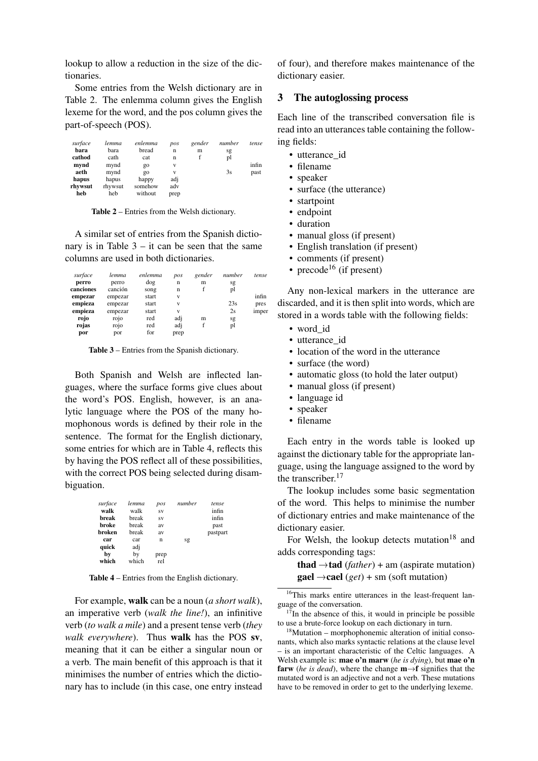lookup to allow a reduction in the size of the dictionaries.

Some entries from the Welsh dictionary are in Table 2. The enlemma column gives the English lexeme for the word, and the pos column gives the part-of-speech (POS).

| *surface* | *lemma* | *enlemma* | *pos* | *gender* | *number* | *tense* |
|---|---|---|---|---|---|---|
| **bara** | bara | bread | n | m | sg | |
| **cathod** | cath | cat | n | f | pl | |
| **mynd** | mynd | go | v | | | infin |
| **aeth** | mynd | go | v | | 3s | past |
| **hapus** | hapus | happy | adj | | | |
| **rhywsut** | rhywsut | somehow | adv | | | |
| **heb** | heb | without | prep | | | |

**Table 2** – Entries from the Welsh dictionary.

A similar set of entries from the Spanish dictionary is in Table 3 – it can be seen that the same columns are used in both dictionaries.

| *surface* | *lemma* | *enlemma* | *pos* | *gender* | *number* | *tense* |
|---|---|---|---|---|---|---|
| **perro** | perro | dog | n | m | sg | |
| **canciones** | canción | song | n | f | pl | |
| **empezar** | empezar | start | v | | | infin |
| **empieza** | empezar | start | v | | 23s | pres |
| **empieza** | empezar | start | v | | 2s | imper |
| **rojo** | rojo | red | adj | m | sg | |
| **rojas** | rojo | red | adj | f | pl | |
| **por** | por | for | prep | | | |

**Table 3** – Entries from the Spanish dictionary.

Both Spanish and Welsh are inflected languages, where the surface forms give clues about the word's POS. English, however, is an analytic language where the POS of the many homophonous words is defined by their role in the sentence. The format for the English dictionary, some entries for which are in Table 4, reflects this by having the POS reflect all of these possibilities, with the correct POS being selected during disambiguation.

| *surface* | *lemma* | *pos* | *number* | *tense* |
|---|---|---|---|---|
| **walk** | walk | sv | | infin |
| **break** | break | sv | | infin |
| **broke** | break | av | | past |
| **broken** | break | av | | pastpart |
| **car** | car | n | sg | |
| **quick** | adj | | | |
| **by** | by | prep | | |
| **which** | which | rel | | |

**Table 4** – Entries from the English dictionary.

For example, **walk** can be a noun (*a short walk*), an imperative verb (*walk the line!*), an infinitive verb (*to walk a mile*) and a present tense verb (*they walk everywhere*). Thus **walk** has the POS **sv**, meaning that it can be either a singular noun or a verb. The main benefit of this approach is that it minimises the number of entries which the dictionary has to include (in this case, one entry instead of four), and therefore makes maintenance of the dictionary easier.

## 3 The autoglossing process

Each line of the transcribed conversation file is read into an utterances table containing the following fields:

- utterance_id
- filename
- speaker
- surface (the utterance)
- startpoint
- endpoint
- duration
- manual gloss (if present)
- English translation (if present)
- comments (if present)
- precode[16] (if present)

Any non-lexical markers in the utterance are discarded, and it is then split into words, which are stored in a words table with the following fields:

- word_id
- utterance_id
- location of the word in the utterance
- surface (the word)
- automatic gloss (to hold the later output)
- manual gloss (if present)
- language id
- speaker
- filename

Each entry in the words table is looked up against the dictionary table for the appropriate language, using the language assigned to the word by the transcriber.[17]

The lookup includes some basic segmentation of the word. This helps to minimise the number of dictionary entries and make maintenance of the dictionary easier.

For Welsh, the lookup detects mutation[18] and adds corresponding tags:

**thad** →**tad** (*father*) + am (aspirate mutation)
**gael** →**cael** (*get*) + sm (soft mutation)

[16] This marks entire utterances in the least-frequent language of the conversation.

[17] In the absence of this, it would in principle be possible to use a brute-force lookup on each dictionary in turn.

[18] Mutation – morphophonemic alteration of initial consonants, which also marks syntactic relations at the clause level – is an important characteristic of the Celtic languages. A Welsh example is: **mae o'n marw** (*he is dying*), but **mae o'n farw** (*he is dead*), where the change **m**→**f** signifies that the mutated word is an adjective and not a verb. These mutations have to be removed in order to get to the underlying lexeme.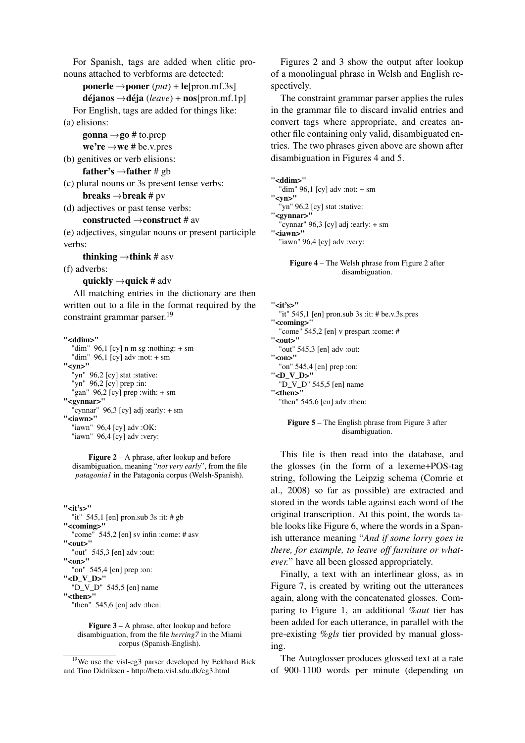For Spanish, tags are added when clitic pronouns attached to verbforms are detected:

**ponerle** →**poner** (*put*) + **le**[pron.mf.3s]

**déjanos** →**déja** (*leave*) + **nos**[pron.mf.1p]

For English, tags are added for things like:

(a) elisions:

**gonna** →**go** # to.prep

**we're** →**we** # be.v.pres

(b) genitives or verb elisions:

**father's** →**father** # gb

(c) plural nouns or 3s present tense verbs:

**breaks** →**break** # pv

(d) adjectives or past tense verbs:

**constructed** →**construct** # av

(e) adjectives, singular nouns or present participle verbs:

**thinking** →**think** # asv

(f) adverbs:

**quickly** →**quick** # adv

All matching entries in the dictionary are then written out to a file in the format required by the constraint grammar parser.[19]

```
"<ddim>"
  "dim"  96,1 [cy] n m sg :nothing: + sm
  "dim"  96,1 [cy] adv :not: + sm
"<yn>"
  "yn"  96,2 [cy] stat :stative:
  "yn"  96,2 [cy] prep :in:
  "gan"  96,2 [cy] prep :with: + sm
"<gynnar>"
  "cynnar"  96,3 [cy] adj :early: + sm
"<iawn>"
  "iawn"  96,4 [cy] adv :OK:
  "iawn"  96,4 [cy] adv :very:
```

**Figure 2** – A phrase, after lookup and before disambiguation, meaning "*not very early*", from the file *patagonia1* in the Patagonia corpus (Welsh-Spanish).

```
"<it's>"
  "it"  545,1 [en] pron.sub 3s :it: # gb
"<coming>"
  "come"  545,2 [en] sv infin :come: # asv
"<out>"
  "out"  545,3 [en] adv :out:
"<on>"
  "on"  545,4 [en] prep :on:
"<D_V_D>"
  "D_V_D"  545,5 [en] name
"<then>"
  "then"  545,6 [en] adv :then:
```

**Figure 3** – A phrase, after lookup and before disambiguation, from the file *herring7* in the Miami corpus (Spanish-English).

Figures 2 and 3 show the output after lookup of a monolingual phrase in Welsh and English respectively.

The constraint grammar parser applies the rules in the grammar file to discard invalid entries and convert tags where appropriate, and creates another file containing only valid, disambiguated entries. The two phrases given above are shown after disambiguation in Figures 4 and 5.

```
"<ddim>"
  "dim" 96,1 [cy] adv :not: + sm
"<yn>"
  "yn" 96,2 [cy] stat :stative:
"<gynnar>"
  "cynnar" 96,3 [cy] adj :early: + sm
"<iawn>"
  "iawn" 96,4 [cy] adv :very:
```

**Figure 4** – The Welsh phrase from Figure 2 after disambiguation.

```
"<it's>"
  "it" 545,1 [en] pron.sub 3s :it: # be.v.3s.pres
"<coming>"
  "come" 545,2 [en] v prespart :come: #
"<out>"
  "out" 545,3 [en] adv :out:
"<on>"
  "on" 545,4 [en] prep :on:
"<D_V_D>"
  "D_V_D" 545,5 [en] name
"<then>"
  "then" 545,6 [en] adv :then:
```

**Figure 5** – The English phrase from Figure 3 after disambiguation.

This file is then read into the database, and the glosses (in the form of a lexeme+POS-tag string, following the Leipzig schema (Comrie et al., 2008) so far as possible) are extracted and stored in the words table against each word of the original transcription. At this point, the words table looks like Figure 6, where the words in a Spanish utterance meaning "*And if some lorry goes in there, for example, to leave off furniture or whatever.*" have all been glossed appropriately.

Finally, a text with an interlinear gloss, as in Figure 7, is created by writing out the utterances again, along with the concatenated glosses. Comparing to Figure 1, an additional *%aut* tier has been added for each utterance, in parallel with the pre-existing *%gls* tier provided by manual glossing.

The Autoglosser produces glossed text at a rate of 900-1100 words per minute (depending on

---

[19] We use the visl-cg3 parser developed by Eckhard Bick and Tino Didriksen - http://beta.visl.sdu.dk/cg3.html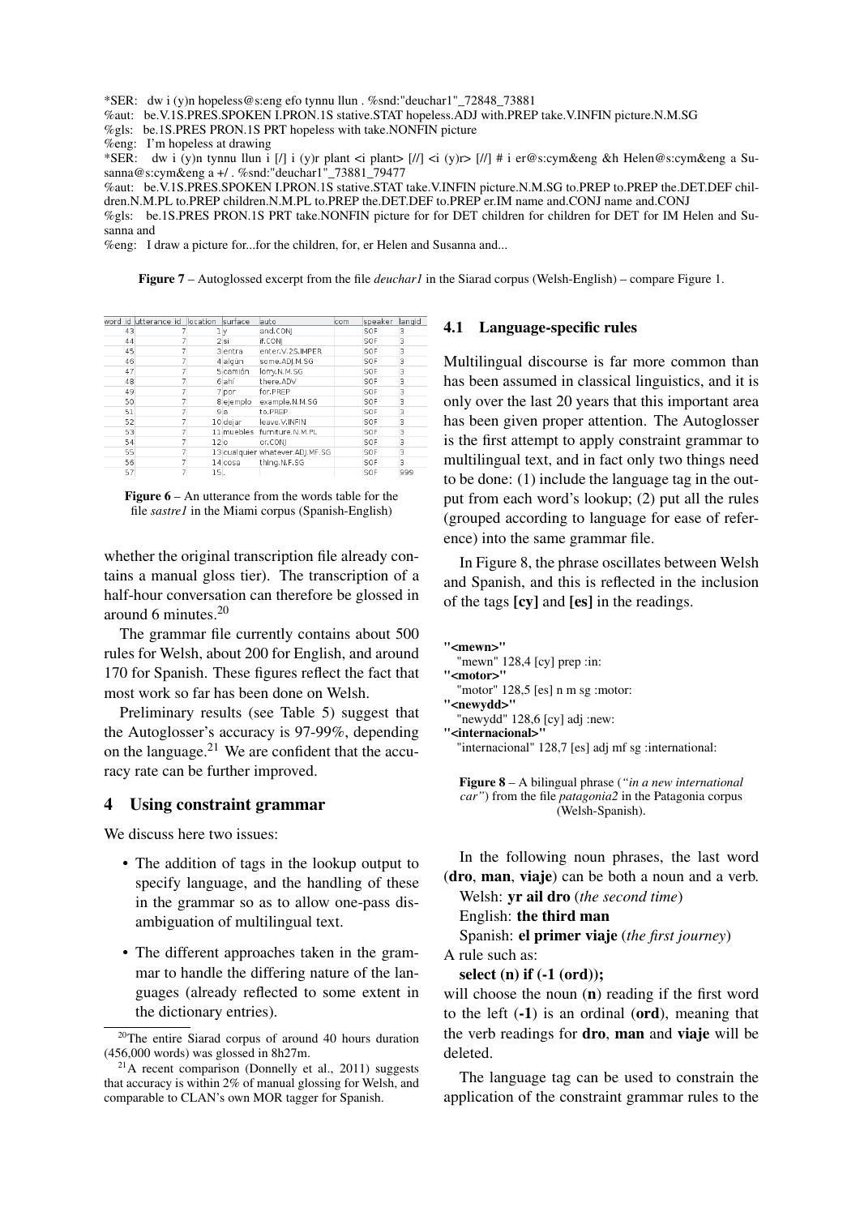```
*SER:   dw i (y)n hopeless@s:eng efo tynnu llun . %snd:"deuchar1"_72848_73881
%aut:   be.V.1S.PRES.SPOKEN I.PRON.1S stative.STAT hopeless.ADJ with.PREP take.V.INFIN picture.N.M.SG
%gls:   be.1S.PRES PRON.1S PRT hopeless with take.NONFIN picture
%eng:   I'm hopeless at drawing
*SER:   dw i (y)n tynnu llun i [/] i (y)r plant <i plant> [//] <i (y)r> [//] # i er@s:cym&eng &h Helen@s:cym&eng a Susanna@s:cym&eng a +/ . %snd:"deuchar1"_73881_79477
%aut:   be.V.1S.PRES.SPOKEN I.PRON.1S stative.STAT take.V.INFIN picture.N.M.SG to.PREP to.PREP the.DET.DEF children.N.M.PL to.PREP children.N.M.PL to.PREP the.DET.DEF to.PREP er.IM name and.CONJ name and.CONJ
%gls:   be.1S.PRES PRON.1S PRT take.NONFIN picture for for DET children for children for DET for IM Helen and Susanna and
%eng:   I draw a picture for...for the children, for, er Helen and Susanna and...
```

**Figure 7** – Autoglossed excerpt from the file *deuchar1* in the Siarad corpus (Welsh-English) – compare Figure 1.

| word_id | utterance_id | location | surface | auto | com | speaker | langid |
|---|---|---|---|---|---|---|---|
| 43 | 7 | 1 | y | and.CONJ | | SOF | 3 |
| 44 | 7 | 2 | si | if.CONJ | | SOF | 3 |
| 45 | 7 | 3 | entra | enter.V.2S.IMPER | | SOF | 3 |
| 46 | 7 | 4 | algún | some.ADJ.M.SG | | SOF | 3 |
| 47 | 7 | 5 | camión | lorry.N.M.SG | | SOF | 3 |
| 48 | 7 | 6 | ahí | there.ADV | | SOF | 3 |
| 49 | 7 | 7 | por | for.PREP | | SOF | 3 |
| 50 | 7 | 8 | ejemplo | example.N.M.SG | | SOF | 3 |
| 51 | 7 | 9 | a | to.PREP | | SOF | 3 |
| 52 | 7 | 10 | dejar | leave.V.INFIN | | SOF | 3 |
| 53 | 7 | 11 | muebles | furniture.N.M.PL | | SOF | 3 |
| 54 | 7 | 12 | o | or.CONJ | | SOF | 3 |
| 55 | 7 | 13 | cualquier | whatever.ADJ.MF.SG | | SOF | 3 |
| 56 | 7 | 14 | cosa | thing.N.F.SG | | SOF | 3 |
| 57 | 7 | 15 | . | | | SOF | 999 |

**Figure 6** – An utterance from the words table for the file *sastre1* in the Miami corpus (Spanish-English)

whether the original transcription file already contains a manual gloss tier). The transcription of a half-hour conversation can therefore be glossed in around 6 minutes.[20]

The grammar file currently contains about 500 rules for Welsh, about 200 for English, and around 170 for Spanish. These figures reflect the fact that most work so far has been done on Welsh.

Preliminary results (see Table 5) suggest that the Autoglosser's accuracy is 97-99%, depending on the language.[21] We are confident that the accuracy rate can be further improved.

## 4 Using constraint grammar

We discuss here two issues:

- The addition of tags in the lookup output to specify language, and the handling of these in the grammar so as to allow one-pass disambiguation of multilingual text.
- The different approaches taken in the grammar to handle the differing nature of the languages (already reflected to some extent in the dictionary entries).

[20]The entire Siarad corpus of around 40 hours duration (456,000 words) was glossed in 8h27m.

[21]A recent comparison (Donnelly et al., 2011) suggests that accuracy is within 2% of manual glossing for Welsh, and comparable to CLAN's own MOR tagger for Spanish.

### 4.1 Language-specific rules

Multilingual discourse is far more common than has been assumed in classical linguistics, and it is only over the last 20 years that this important area has been given proper attention. The Autoglosser is the first attempt to apply constraint grammar to multilingual text, and in fact only two things need to be done: (1) include the language tag in the output from each word's lookup; (2) put all the rules (grouped according to language for ease of reference) into the same grammar file.

In Figure 8, the phrase oscillates between Welsh and Spanish, and this is reflected in the inclusion of the tags **[cy]** and **[es]** in the readings.

```
"<mewn>"
  "mewn" 128,4 [cy] prep :in:
"<motor>"
  "motor" 128,5 [es] n m sg :motor:
"<newydd>"
  "newydd" 128,6 [cy] adj :new:
"<internacional>"
  "internacional" 128,7 [es] adj mf sg :international:
```

**Figure 8** – A bilingual phrase (*"in a new international car"*) from the file *patagonia2* in the Patagonia corpus (Welsh-Spanish).

In the following noun phrases, the last word (**dro**, **man**, **viaje**) can be both a noun and a verb.

Welsh: **yr ail dro** (*the second time*)

English: **the third man**

Spanish: **el primer viaje** (*the first journey*)

A rule such as:

**select (n) if (-1 (ord));**

will choose the noun (**n**) reading if the first word to the left (**-1**) is an ordinal (**ord**), meaning that the verb readings for **dro**, **man** and **viaje** will be deleted.

The language tag can be used to constrain the application of the constraint grammar rules to the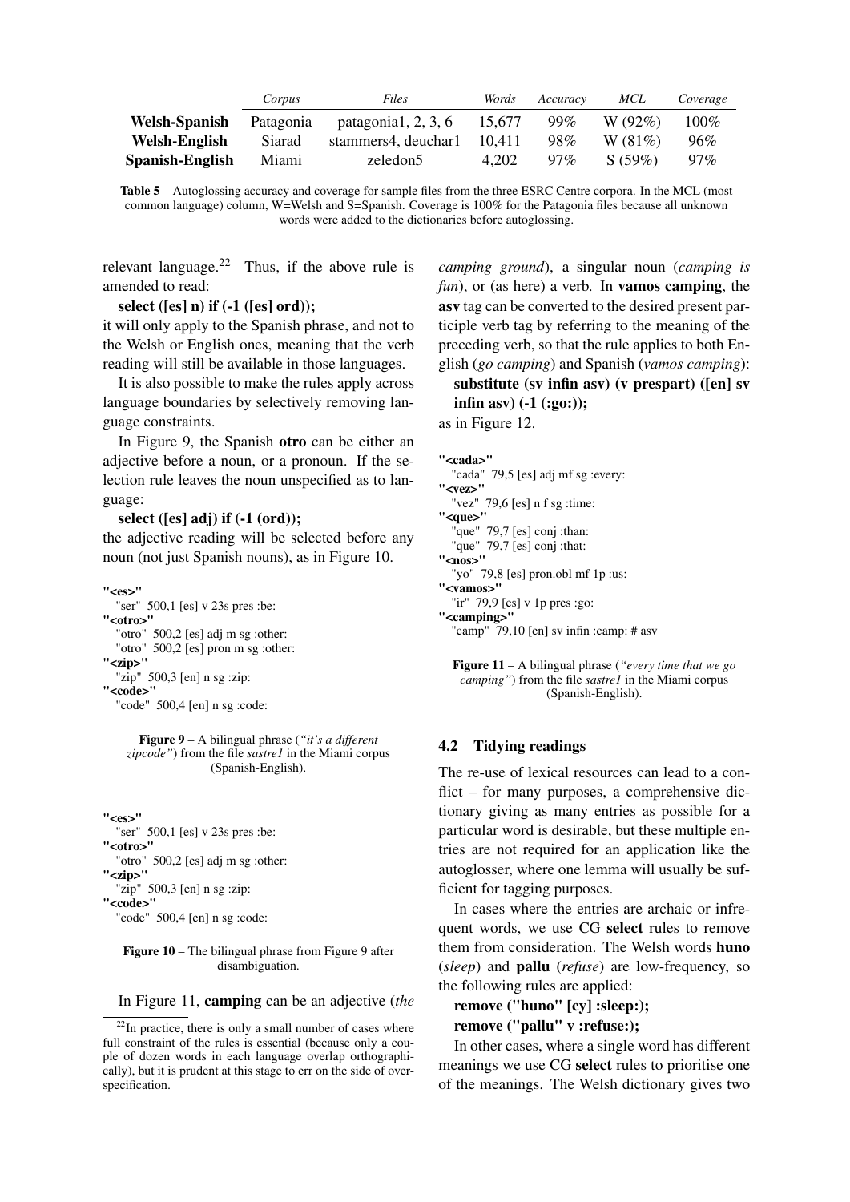| | *Corpus* | *Files* | *Words* | *Accuracy* | *MCL* | *Coverage* |
|---|---|---|---|---|---|---|
| **Welsh-Spanish** | Patagonia | patagonia1, 2, 3, 6 | 15,677 | 99% | W (92%) | 100% |
| **Welsh-English** | Siarad | stammers4, deuchar1 | 10,411 | 98% | W (81%) | 96% |
| **Spanish-English** | Miami | zeledon5 | 4,202 | 97% | S (59%) | 97% |

**Table 5** – Autoglossing accuracy and coverage for sample files from the three ESRC Centre corpora. In the MCL (most common language) column, W=Welsh and S=Spanish. Coverage is 100% for the Patagonia files because all unknown words were added to the dictionaries before autoglossing.

relevant language.[22] Thus, if the above rule is amended to read:

**select ([es] n) if (-1 ([es] ord));**

it will only apply to the Spanish phrase, and not to the Welsh or English ones, meaning that the verb reading will still be available in those languages.

It is also possible to make the rules apply across language boundaries by selectively removing language constraints.

In Figure 9, the Spanish **otro** can be either an adjective before a noun, or a pronoun. If the selection rule leaves the noun unspecified as to language:

**select ([es] adj) if (-1 (ord));**

the adjective reading will be selected before any noun (not just Spanish nouns), as in Figure 10.

```
"<es>"
  "ser" 500,1 [es] v 23s pres :be:
"<otro>"
  "otro" 500,2 [es] adj m sg :other:
  "otro" 500,2 [es] pron m sg :other:
"<zip>"
  "zip" 500,3 [en] n sg :zip:
"<code>"
  "code" 500,4 [en] n sg :code:
```

**Figure 9** – A bilingual phrase (*"it's a different zipcode"*) from the file *sastre1* in the Miami corpus (Spanish-English).

```
"<es>"
  "ser" 500,1 [es] v 23s pres :be:
"<otro>"
  "otro" 500,2 [es] adj m sg :other:
"<zip>"
  "zip" 500,3 [en] n sg :zip:
"<code>"
  "code" 500,4 [en] n sg :code:
```

**Figure 10** – The bilingual phrase from Figure 9 after disambiguation.

In Figure 11, **camping** can be an adjective (*the camping ground*), a singular noun (*camping is fun*), or (as here) a verb. In **vamos camping**, the **asv** tag can be converted to the desired present participle verb tag by referring to the meaning of the preceding verb, so that the rule applies to both English (*go camping*) and Spanish (*vamos camping*):

**substitute (sv infin asv) (v prespart) ([en] sv infin asv) (-1 (:go:));**

as in Figure 12.

```
"<cada>"
  "cada" 79,5 [es] adj mf sg :every:
"<vez>"
  "vez" 79,6 [es] n f sg :time:
"<que>"
  "que" 79,7 [es] conj :than:
  "que" 79,7 [es] conj :that:
"<nos>"
  "yo" 79,8 [es] pron.obl mf 1p :us:
"<vamos>"
  "ir" 79,9 [es] v 1p pres :go:
"<camping>"
  "camp" 79,10 [en] sv infin :camp: # asv
```

**Figure 11** – A bilingual phrase (*"every time that we go camping"*) from the file *sastre1* in the Miami corpus (Spanish-English).

### 4.2 Tidying readings

The re-use of lexical resources can lead to a conflict – for many purposes, a comprehensive dictionary giving as many entries as possible for a particular word is desirable, but these multiple entries are not required for an application like the autoglosser, where one lemma will usually be sufficient for tagging purposes.

In cases where the entries are archaic or infrequent words, we use CG **select** rules to remove them from consideration. The Welsh words **huno** (*sleep*) and **pallu** (*refuse*) are low-frequency, so the following rules are applied:

**remove ("huno" [cy] :sleep:);**
**remove ("pallu" v :refuse:);**

In other cases, where a single word has different meanings we use CG **select** rules to prioritise one of the meanings. The Welsh dictionary gives two

[22] In practice, there is only a small number of cases where full constraint of the rules is essential (because only a couple of dozen words in each language overlap orthographically), but it is prudent at this stage to err on the side of over-specification.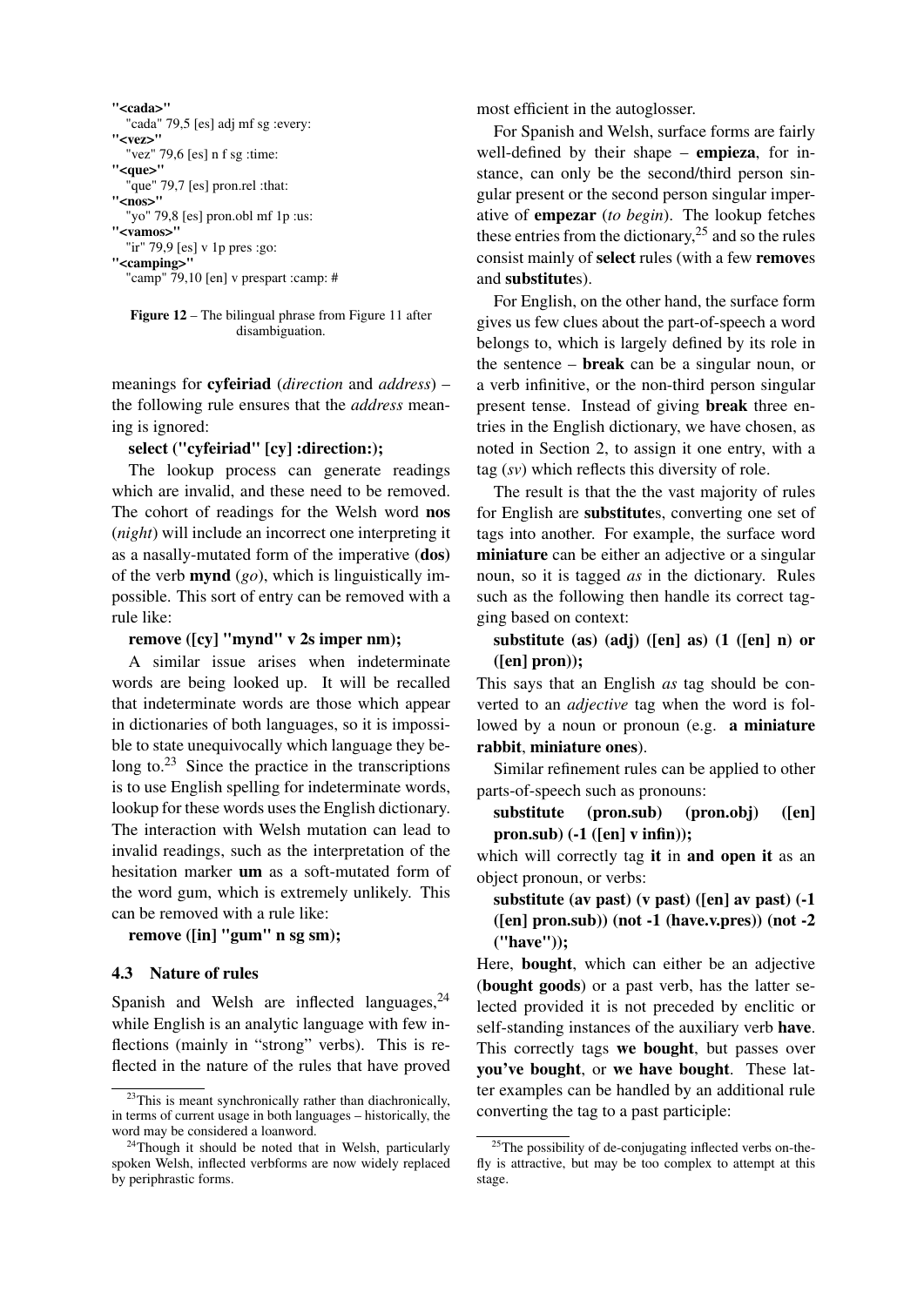```
"<cada>"
   "cada" 79,5 [es] adj mf sg :every:
"<vez>"
   "vez" 79,6 [es] n f sg :time:
"<que>"
   "que" 79,7 [es] pron.rel :that:
"<nos>"
   "yo" 79,8 [es] pron.obl mf 1p :us:
"<vamos>"
   "ir" 79,9 [es] v 1p pres :go:
"<camping>"
   "camp" 79,10 [en] v prespart :camp: #
```

**Figure 12** – The bilingual phrase from Figure 11 after disambiguation.

meanings for **cyfeiriad** (*direction* and *address*) – the following rule ensures that the *address* meaning is ignored:

**select ("cyfeiriad" [cy] :direction:);**

The lookup process can generate readings which are invalid, and these need to be removed. The cohort of readings for the Welsh word **nos** (*night*) will include an incorrect one interpreting it as a nasally-mutated form of the imperative (**dos**) of the verb **mynd** (*go*), which is linguistically impossible. This sort of entry can be removed with a rule like:

**remove ([cy] "mynd" v 2s imper nm);**

A similar issue arises when indeterminate words are being looked up. It will be recalled that indeterminate words are those which appear in dictionaries of both languages, so it is impossible to state unequivocally which language they belong to.[23] Since the practice in the transcriptions is to use English spelling for indeterminate words, lookup for these words uses the English dictionary. The interaction with Welsh mutation can lead to invalid readings, such as the interpretation of the hesitation marker **um** as a soft-mutated form of the word gum, which is extremely unlikely. This can be removed with a rule like:

**remove ([in] "gum" n sg sm);**

### 4.3 Nature of rules

Spanish and Welsh are inflected languages,[24] while English is an analytic language with few inflections (mainly in "strong" verbs). This is reflected in the nature of the rules that have proved most efficient in the autoglosser.

For Spanish and Welsh, surface forms are fairly well-defined by their shape – **empieza**, for instance, can only be the second/third person singular present or the second person singular imperative of **empezar** (*to begin*). The lookup fetches these entries from the dictionary,[25] and so the rules consist mainly of **select** rules (with a few **remove**s and **substitute**s).

For English, on the other hand, the surface form gives us few clues about the part-of-speech a word belongs to, which is largely defined by its role in the sentence – **break** can be a singular noun, or a verb infinitive, or the non-third person singular present tense. Instead of giving **break** three entries in the English dictionary, we have chosen, as noted in Section 2, to assign it one entry, with a tag (*sv*) which reflects this diversity of role.

The result is that the the vast majority of rules for English are **substitute**s, converting one set of tags into another. For example, the surface word **miniature** can be either an adjective or a singular noun, so it is tagged *as* in the dictionary. Rules such as the following then handle its correct tagging based on context:

**substitute (as) (adj) ([en] as) (1 ([en] n) or ([en] pron));**

This says that an English *as* tag should be converted to an *adjective* tag when the word is followed by a noun or pronoun (e.g. **a miniature rabbit**, **miniature ones**).

Similar refinement rules can be applied to other parts-of-speech such as pronouns:

**substitute (pron.sub) (pron.obj) ([en] pron.sub) (-1 ([en] v infin));**

which will correctly tag **it** in **and open it** as an object pronoun, or verbs:

**substitute (av past) (v past) ([en] av past) (-1 ([en] pron.sub)) (not -1 (have.v.pres)) (not -2 ("have"));**

Here, **bought**, which can either be an adjective (**bought goods**) or a past verb, has the latter selected provided it is not preceded by enclitic or self-standing instances of the auxiliary verb **have**. This correctly tags **we bought**, but passes over **you've bought**, or **we have bought**. These latter examples can be handled by an additional rule converting the tag to a past participle:

[23] This is meant synchronically rather than diachronically, in terms of current usage in both languages – historically, the word may be considered a loanword.

[24] Though it should be noted that in Welsh, particularly spoken Welsh, inflected verbforms are now widely replaced by periphrastic forms.

[25] The possibility of de-conjugating inflected verbs on-the-fly is attractive, but may be too complex to attempt at this stage.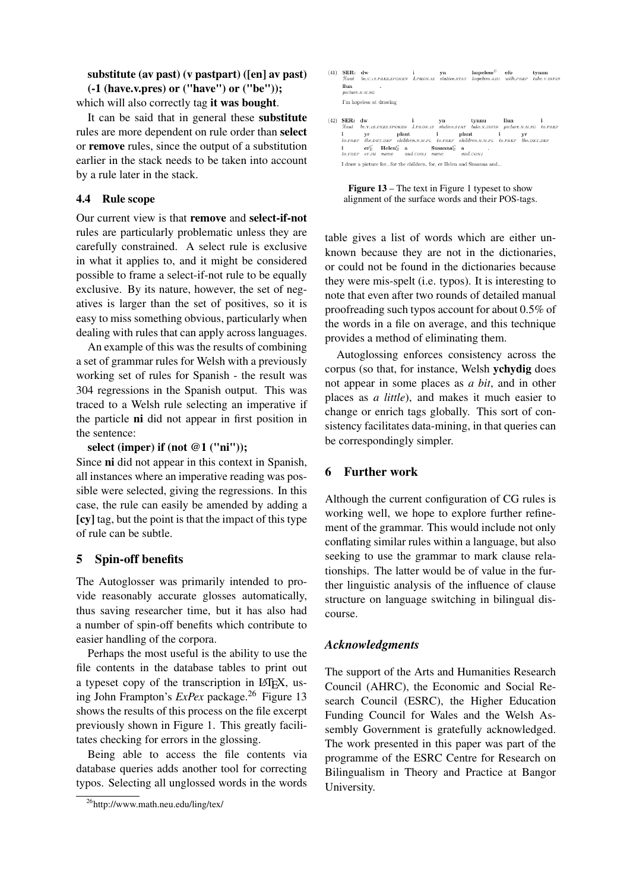**substitute (av past) (v pastpart) ([en] av past) (-1 (have.v.pres) or ("have") or ("be"));**

which will also correctly tag **it was bought**.

It can be said that in general these **substitute** rules are more dependent on rule order than **select** or **remove** rules, since the output of a substitution earlier in the stack needs to be taken into account by a rule later in the stack.

### 4.4 Rule scope

Our current view is that **remove** and **select-if-not** rules are particularly problematic unless they are carefully constrained. A select rule is exclusive in what it applies to, and it might be considered possible to frame a select-if-not rule to be equally exclusive. By its nature, however, the set of negatives is larger than the set of positives, so it is easy to miss something obvious, particularly when dealing with rules that can apply across languages.

An example of this was the results of combining a set of grammar rules for Welsh with a previously working set of rules for Spanish - the result was 304 regressions in the Spanish output. This was traced to a Welsh rule selecting an imperative if the particle **ni** did not appear in first position in the sentence:

**select (imper) if (not @1 ("ni"));**

Since **ni** did not appear in this context in Spanish, all instances where an imperative reading was possible were selected, giving the regressions. In this case, the rule can easily be amended by adding a **[cy]** tag, but the point is that the impact of this type of rule can be subtle.

## 5 Spin-off benefits

The Autoglosser was primarily intended to provide reasonably accurate glosses automatically, thus saving researcher time, but it has also had a number of spin-off benefits which contribute to easier handling of the corpora.

Perhaps the most useful is the ability to use the file contents in the database tables to print out a typeset copy of the transcription in LaTeX, using John Frampton's *ExPex* package.[26] Figure 13 shows the results of this process on the file excerpt previously shown in Figure 1. This greatly facilitates checking for errors in the glossing.

Being able to access the file contents via database queries adds another tool for correcting typos. Selecting all unglossed words in the words

[26]http://www.math.neu.edu/ling/tex/

(41) **SER:** dw i yn hopeless$^{E}$ efo tynnu llun .
%aut be.V.1S.PRES.SPOKEN I.PRON.1S stative.STAT hopeless.ADJ with.PREP take.V.INFIN picture.N.M.SG
I'm hopeless at drawing

(42) **SER:** dw i yn tynnu llun i i yr plant i plant i yr i er$^{E}$ Helen$^{E}$ a Susanna$^{E}$ a .
%aut be.V.1S.PRES.SPOKEN I.PRON.1S stative.STAT take.V.INFIN picture.N.M.SG to.PREP to.PREP the.DET.DEF children.N.M.PL to.PREP children.N.M.PL to.PREP the.DET.DEF to.PREP er.IM name and.CONJ name and.CONJ
I draw a picture for...for the children, for, er Helen and Susanna and...

**Figure 13** – The text in Figure 1 typeset to show alignment of the surface words and their POS-tags.

table gives a list of words which are either unknown because they are not in the dictionaries, or could not be found in the dictionaries because they were mis-spelt (i.e. typos). It is interesting to note that even after two rounds of detailed manual proofreading such typos account for about 0.5% of the words in a file on average, and this technique provides a method of eliminating them.

Autoglossing enforces consistency across the corpus (so that, for instance, Welsh **ychydig** does not appear in some places as *a bit*, and in other places as *a little*), and makes it much easier to change or enrich tags globally. This sort of consistency facilitates data-mining, in that queries can be correspondingly simpler.

## 6 Further work

Although the current configuration of CG rules is working well, we hope to explore further refinement of the grammar. This would include not only conflating similar rules within a language, but also seeking to use the grammar to mark clause relationships. The latter would be of value in the further linguistic analysis of the influence of clause structure on language switching in bilingual discourse.

### *Acknowledgments*

The support of the Arts and Humanities Research Council (AHRC), the Economic and Social Research Council (ESRC), the Higher Education Funding Council for Wales and the Welsh Assembly Government is gratefully acknowledged. The work presented in this paper was part of the programme of the ESRC Centre for Research on Bilingualism in Theory and Practice at Bangor University.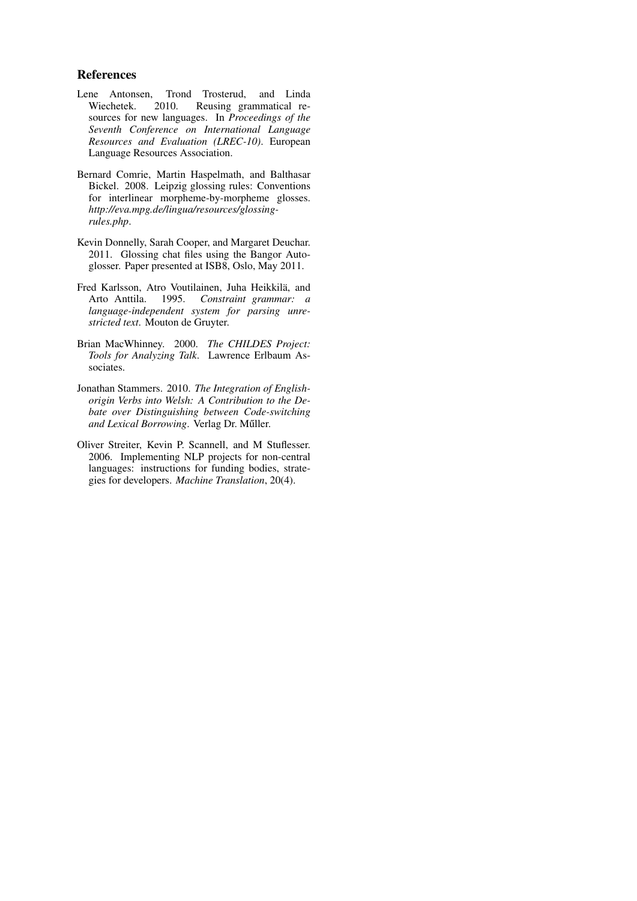## References

Lene Antonsen, Trond Trosterud, and Linda Wiechetek. 2010. Reusing grammatical resources for new languages. In *Proceedings of the Seventh Conference on International Language Resources and Evaluation (LREC-10)*. European Language Resources Association.

Bernard Comrie, Martin Haspelmath, and Balthasar Bickel. 2008. Leipzig glossing rules: Conventions for interlinear morpheme-by-morpheme glosses. *http://eva.mpg.de/lingua/resources/glossing-rules.php*.

Kevin Donnelly, Sarah Cooper, and Margaret Deuchar. 2011. Glossing chat files using the Bangor Autoglosser. Paper presented at ISB8, Oslo, May 2011.

Fred Karlsson, Atro Voutilainen, Juha Heikkilä, and Arto Anttila. 1995. *Constraint grammar: a language-independent system for parsing unrestricted text*. Mouton de Gruyter.

Brian MacWhinney. 2000. *The CHILDES Project: Tools for Analyzing Talk*. Lawrence Erlbaum Associates.

Jonathan Stammers. 2010. *The Integration of English-origin Verbs into Welsh: A Contribution to the Debate over Distinguishing between Code-switching and Lexical Borrowing*. Verlag Dr. Műller.

Oliver Streiter, Kevin P. Scannell, and M Stuflesser. 2006. Implementing NLP projects for non-central languages: instructions for funding bodies, strategies for developers. *Machine Translation*, 20(4).